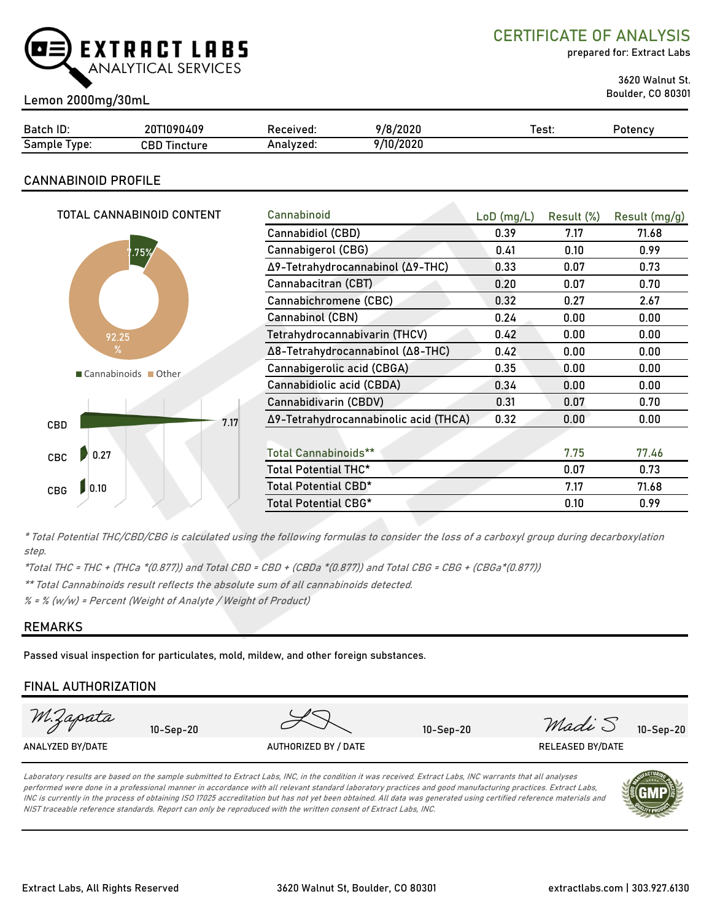# EXTRACT LABS
ANALYTICAL SERVICES

## CERTIFICATE OF ANALYSIS

prepared for: Extract Labs

3620 Walnut St.
Boulder, CO 80301

Lemon 2000mg/30mL

| Batch ID: | 20T1090409 | Received: | 9/8/2020 | Test: | Potency |
|---|---|---|---|---|---|
| Sample Type: | CBD Tincture | Analyzed: | 9/10/2020 | | |

## CANNABINOID PROFILE

TOTAL CANNABINOID CONTENT

7.75%

92.25 %

Cannabinoids  Other

CBD 7.17

CBC 0.27

CBG 0.10

| Cannabinoid | LoD (mg/L) | Result (%) | Result (mg/g) |
|---|---|---|---|
| Cannabidiol (CBD) | 0.39 | 7.17 | 71.68 |
| Cannabigerol (CBG) | 0.41 | 0.10 | 0.99 |
| Δ9-Tetrahydrocannabinol (Δ9-THC) | 0.33 | 0.07 | 0.73 |
| Cannabacitran (CBT) | 0.20 | 0.07 | 0.70 |
| Cannabichromene (CBC) | 0.32 | 0.27 | 2.67 |
| Cannabinol (CBN) | 0.24 | 0.00 | 0.00 |
| Tetrahydrocannabivarin (THCV) | 0.42 | 0.00 | 0.00 |
| Δ8-Tetrahydrocannabinol (Δ8-THC) | 0.42 | 0.00 | 0.00 |
| Cannabigerolic acid (CBGA) | 0.35 | 0.00 | 0.00 |
| Cannabidiolic acid (CBDA) | 0.34 | 0.00 | 0.00 |
| Cannabidivarin (CBDV) | 0.31 | 0.07 | 0.70 |
| Δ9-Tetrahydrocannabinolic acid (THCA) | 0.32 | 0.00 | 0.00 |
| | | | |
| Total Cannabinoids** | | 7.75 | 77.46 |
| Total Potential THC* | | 0.07 | 0.73 |
| Total Potential CBD* | | 7.17 | 71.68 |
| Total Potential CBG* | | 0.10 | 0.99 |

*\* Total Potential THC/CBD/CBG is calculated using the following formulas to consider the loss of a carboxyl group during decarboxylation step.*

*\*Total THC = THC + (THCa \*(0.877)) and Total CBD = CBD + (CBDa \*(0.877)) and Total CBG = CBG + (CBGa\*(0.877))*

*\*\* Total Cannabinoids result reflects the absolute sum of all cannabinoids detected.*

*% = % (w/w) = Percent (Weight of Analyte / Weight of Product)*

## REMARKS

Passed visual inspection for particulates, mold, mildew, and other foreign substances.

## FINAL AUTHORIZATION

| M.Zapata 10-Sep-20 | 10-Sep-20 | Madi S 10-Sep-20 |
|---|---|---|
| ANALYZED BY/DATE | AUTHORIZED BY / DATE | RELEASED BY/DATE |

*Laboratory results are based on the sample submitted to Extract Labs, INC, in the condition it was received. Extract Labs, INC warrants that all analyses performed were done in a professional manner in accordance with all relevant standard laboratory practices and good manufacturing practices. Extract Labs, INC is currently in the process of obtaining ISO 17025 accreditation but has not yet been obtained. All data was generated using certified reference materials and NIST traceable reference standards. Report can only be reproduced with the written consent of Extract Labs, INC.*

Extract Labs, All Rights Reserved | 3620 Walnut St, Boulder, CO 80301 | extractlabs.com | 303.927.6130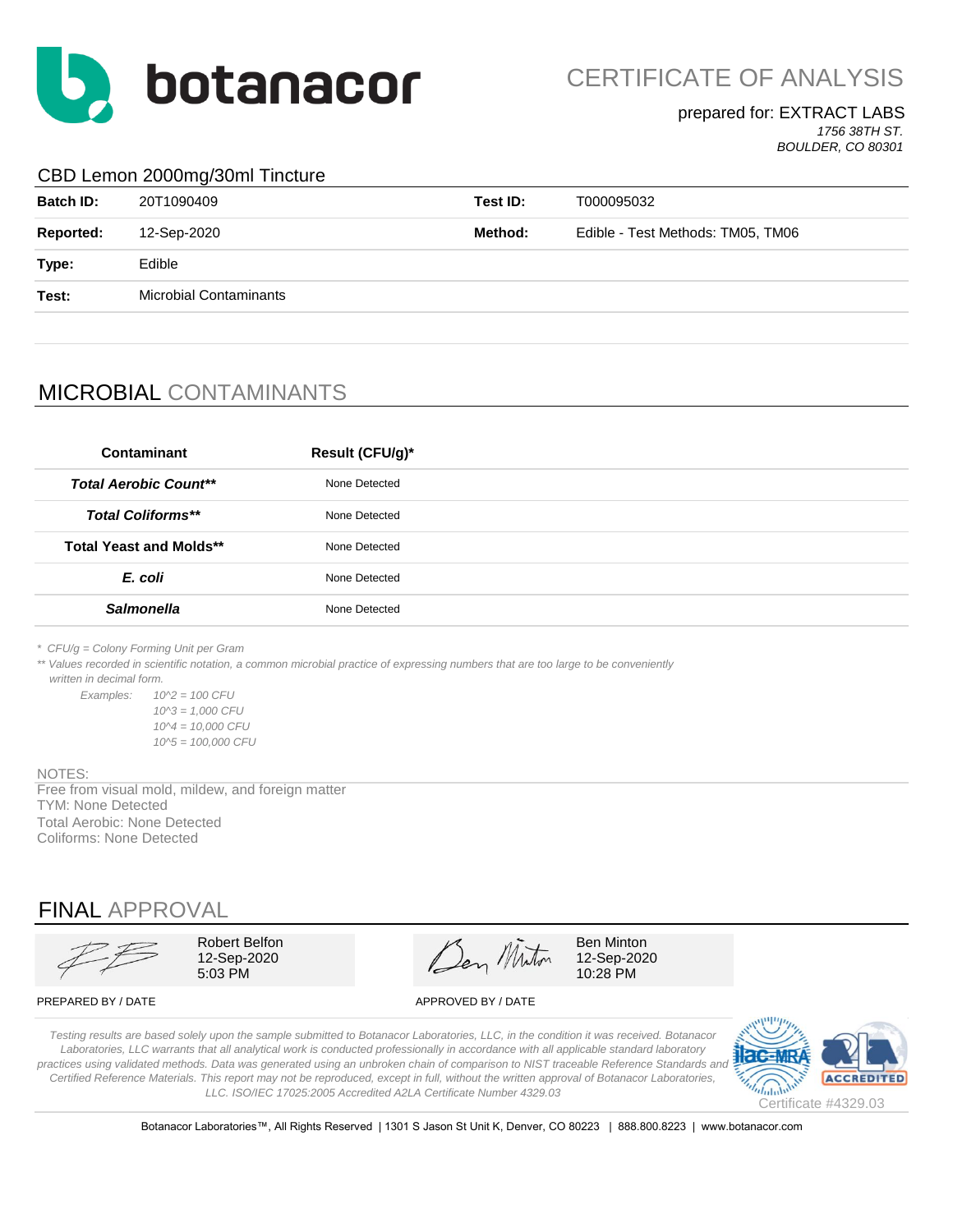botanacor

# CERTIFICATE OF ANALYSIS

prepared for: EXTRACT LABS
*1756 38TH ST.*
*BOULDER, CO 80301*

## CBD Lemon 2000mg/30ml Tincture

| | | | |
|---|---|---|---|
| **Batch ID:** | 20T1090409 | **Test ID:** | T000095032 |
| **Reported:** | 12-Sep-2020 | **Method:** | Edible - Test Methods: TM05, TM06 |
| **Type:** | Edible | | |
| **Test:** | Microbial Contaminants | | |

## MICROBIAL CONTAMINANTS

| Contaminant | Result (CFU/g)* |
|---|---|
| ***Total Aerobic Count**** | None Detected |
| ***Total Coliforms**** | None Detected |
| **Total Yeast and Molds**** | None Detected |
| ***E. coli*** | None Detected |
| ***Salmonella*** | None Detected |

*\* CFU/g = Colony Forming Unit per Gram*
*\*\* Values recorded in scientific notation, a common microbial practice of expressing numbers that are too large to be conveniently written in decimal form.*

*Examples:*
- *10^2 = 100 CFU*
- *10^3 = 1,000 CFU*
- *10^4 = 10,000 CFU*
- *10^5 = 100,000 CFU*

NOTES:
Free from visual mold, mildew, and foreign matter
TYM: None Detected
Total Aerobic: None Detected
Coliforms: None Detected

## FINAL APPROVAL

| PREPARED BY / DATE | APPROVED BY / DATE |
|---|---|
| Robert Belfon<br>12-Sep-2020<br>5:03 PM | Ben Minton<br>12-Sep-2020<br>10:28 PM |

*Testing results are based solely upon the sample submitted to Botanacor Laboratories, LLC, in the condition it was received. Botanacor Laboratories, LLC warrants that all analytical work is conducted professionally in accordance with all applicable standard laboratory practices using validated methods. Data was generated using an unbroken chain of comparison to NIST traceable Reference Standards and Certified Reference Materials. This report may not be reproduced, except in full, without the written approval of Botanacor Laboratories, LLC. ISO/IEC 17025:2005 Accredited A2LA Certificate Number 4329.03*

Certificate #4329.03

Botanacor Laboratories™, All Rights Reserved | 1301 S Jason St Unit K, Denver, CO 80223 | 888.800.8223 | www.botanacor.com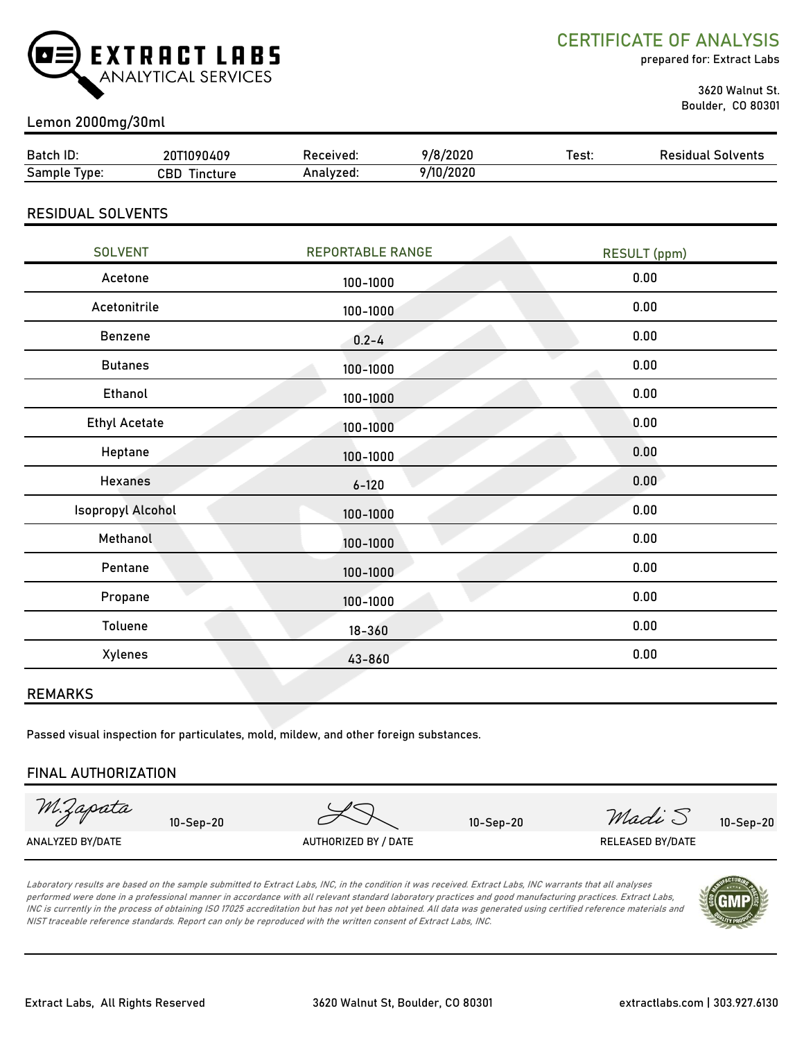# EXTRACT LABS ANALYTICAL SERVICES

## CERTIFICATE OF ANALYSIS

prepared for: Extract Labs

3620 Walnut St.
Boulder, CO 80301

**Lemon 2000mg/30ml**

| Batch ID: | 20T1090409 | Received: | 9/8/2020 | Test: | Residual Solvents |
|---|---|---|---|---|---|
| Sample Type: | CBD Tincture | Analyzed: | 9/10/2020 | | |

## RESIDUAL SOLVENTS

| SOLVENT | REPORTABLE RANGE | RESULT (ppm) |
|---|---|---|
| Acetone | 100-1000 | 0.00 |
| Acetonitrile | 100-1000 | 0.00 |
| Benzene | 0.2-4 | 0.00 |
| Butanes | 100-1000 | 0.00 |
| Ethanol | 100-1000 | 0.00 |
| Ethyl Acetate | 100-1000 | 0.00 |
| Heptane | 100-1000 | 0.00 |
| Hexanes | 6-120 | 0.00 |
| Isopropyl Alcohol | 100-1000 | 0.00 |
| Methanol | 100-1000 | 0.00 |
| Pentane | 100-1000 | 0.00 |
| Propane | 100-1000 | 0.00 |
| Toluene | 18-360 | 0.00 |
| Xylenes | 43-860 | 0.00 |

## REMARKS

Passed visual inspection for particulates, mold, mildew, and other foreign substances.

## FINAL AUTHORIZATION

| M.Zapata 10-Sep-20 | 10-Sep-20 | Madi S 10-Sep-20 |
|---|---|---|
| ANALYZED BY/DATE | AUTHORIZED BY / DATE | RELEASED BY/DATE |

*Laboratory results are based on the sample submitted to Extract Labs, INC, in the condition it was received. Extract Labs, INC warrants that all analyses performed were done in a professional manner in accordance with all relevant standard laboratory practices and good manufacturing practices. Extract Labs, INC is currently in the process of obtaining ISO 17025 accreditation but has not yet been obtained. All data was generated using certified reference materials and NIST traceable reference standards. Report can only be reproduced with the written consent of Extract Labs, INC.*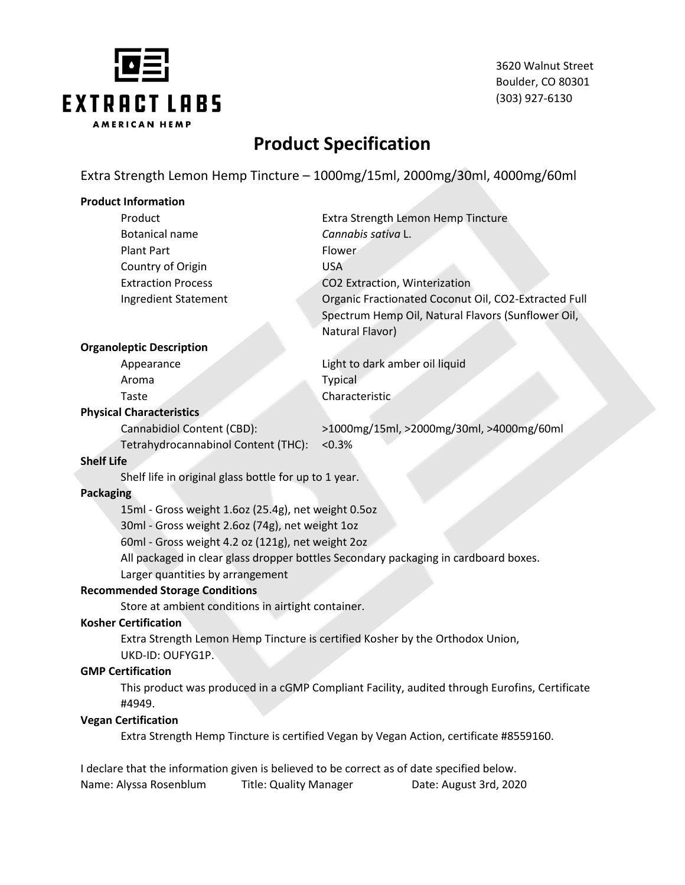EXTRACT LABS

AMERICAN HEMP

3620 Walnut Street
Boulder, CO 80301
(303) 927-6130

# Product Specification

Extra Strength Lemon Hemp Tincture – 1000mg/15ml, 2000mg/30ml, 4000mg/60ml

**Product Information**

| | |
|---|---|
| Product | Extra Strength Lemon Hemp Tincture |
| Botanical name | *Cannabis sativa* L. |
| Plant Part | Flower |
| Country of Origin | USA |
| Extraction Process | CO2 Extraction, Winterization |
| Ingredient Statement | Organic Fractionated Coconut Oil, CO2-Extracted Full Spectrum Hemp Oil, Natural Flavors (Sunflower Oil, Natural Flavor) |

**Organoleptic Description**

| | |
|---|---|
| Appearance | Light to dark amber oil liquid |
| Aroma | Typical |
| Taste | Characteristic |

**Physical Characteristics**

| | |
|---|---|
| Cannabidiol Content (CBD): | >1000mg/15ml, >2000mg/30ml, >4000mg/60ml |
| Tetrahydrocannabinol Content (THC): | <0.3% |

**Shelf Life**

Shelf life in original glass bottle for up to 1 year.

**Packaging**

15ml - Gross weight 1.6oz (25.4g), net weight 0.5oz
30ml - Gross weight 2.6oz (74g), net weight 1oz
60ml - Gross weight 4.2 oz (121g), net weight 2oz
All packaged in clear glass dropper bottles Secondary packaging in cardboard boxes.
Larger quantities by arrangement

**Recommended Storage Conditions**

Store at ambient conditions in airtight container.

**Kosher Certification**

Extra Strength Lemon Hemp Tincture is certified Kosher by the Orthodox Union, UKD-ID: OUFYG1P.

**GMP Certification**

This product was produced in a cGMP Compliant Facility, audited through Eurofins, Certificate #4949.

**Vegan Certification**

Extra Strength Hemp Tincture is certified Vegan by Vegan Action, certificate #8559160.

I declare that the information given is believed to be correct as of date specified below.
Name: Alyssa Rosenblum Title: Quality Manager Date: August 3rd, 2020